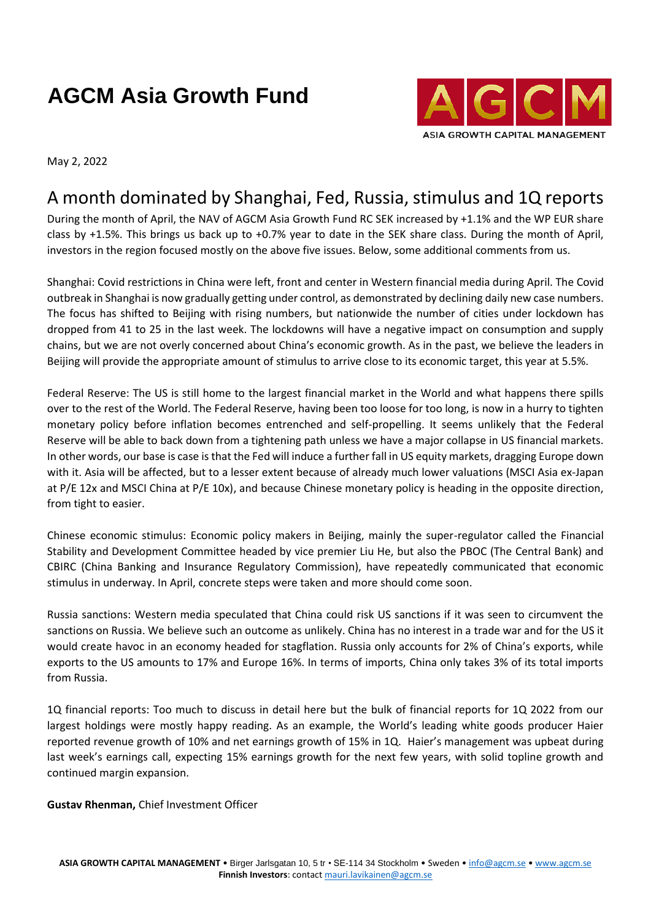# AGCM Asia Growth Fund

AGCM
ASIA GROWTH CAPITAL MANAGEMENT

May 2, 2022

## A month dominated by Shanghai, Fed, Russia, stimulus and 1Q reports

During the month of April, the NAV of AGCM Asia Growth Fund RC SEK increased by +1.1% and the WP EUR share class by +1.5%. This brings us back up to +0.7% year to date in the SEK share class. During the month of April, investors in the region focused mostly on the above five issues. Below, some additional comments from us.

Shanghai: Covid restrictions in China were left, front and center in Western financial media during April. The Covid outbreak in Shanghai is now gradually getting under control, as demonstrated by declining daily new case numbers. The focus has shifted to Beijing with rising numbers, but nationwide the number of cities under lockdown has dropped from 41 to 25 in the last week. The lockdowns will have a negative impact on consumption and supply chains, but we are not overly concerned about China's economic growth. As in the past, we believe the leaders in Beijing will provide the appropriate amount of stimulus to arrive close to its economic target, this year at 5.5%.

Federal Reserve: The US is still home to the largest financial market in the World and what happens there spills over to the rest of the World. The Federal Reserve, having been too loose for too long, is now in a hurry to tighten monetary policy before inflation becomes entrenched and self-propelling. It seems unlikely that the Federal Reserve will be able to back down from a tightening path unless we have a major collapse in US financial markets. In other words, our base is case is that the Fed will induce a further fall in US equity markets, dragging Europe down with it. Asia will be affected, but to a lesser extent because of already much lower valuations (MSCI Asia ex-Japan at P/E 12x and MSCI China at P/E 10x), and because Chinese monetary policy is heading in the opposite direction, from tight to easier.

Chinese economic stimulus: Economic policy makers in Beijing, mainly the super-regulator called the Financial Stability and Development Committee headed by vice premier Liu He, but also the PBOC (The Central Bank) and CBIRC (China Banking and Insurance Regulatory Commission), have repeatedly communicated that economic stimulus in underway. In April, concrete steps were taken and more should come soon.

Russia sanctions: Western media speculated that China could risk US sanctions if it was seen to circumvent the sanctions on Russia. We believe such an outcome as unlikely. China has no interest in a trade war and for the US it would create havoc in an economy headed for stagflation. Russia only accounts for 2% of China's exports, while exports to the US amounts to 17% and Europe 16%. In terms of imports, China only takes 3% of its total imports from Russia.

1Q financial reports: Too much to discuss in detail here but the bulk of financial reports for 1Q 2022 from our largest holdings were mostly happy reading. As an example, the World's leading white goods producer Haier reported revenue growth of 10% and net earnings growth of 15% in 1Q. Haier's management was upbeat during last week's earnings call, expecting 15% earnings growth for the next few years, with solid topline growth and continued margin expansion.

**Gustav Rhenman,** Chief Investment Officer

**ASIA GROWTH CAPITAL MANAGEMENT** • Birger Jarlsgatan 10, 5 tr • SE-114 34 Stockholm • Sweden • info@agcm.se • www.agcm.se
**Finnish Investors**: contact mauri.lavikainen@agcm.se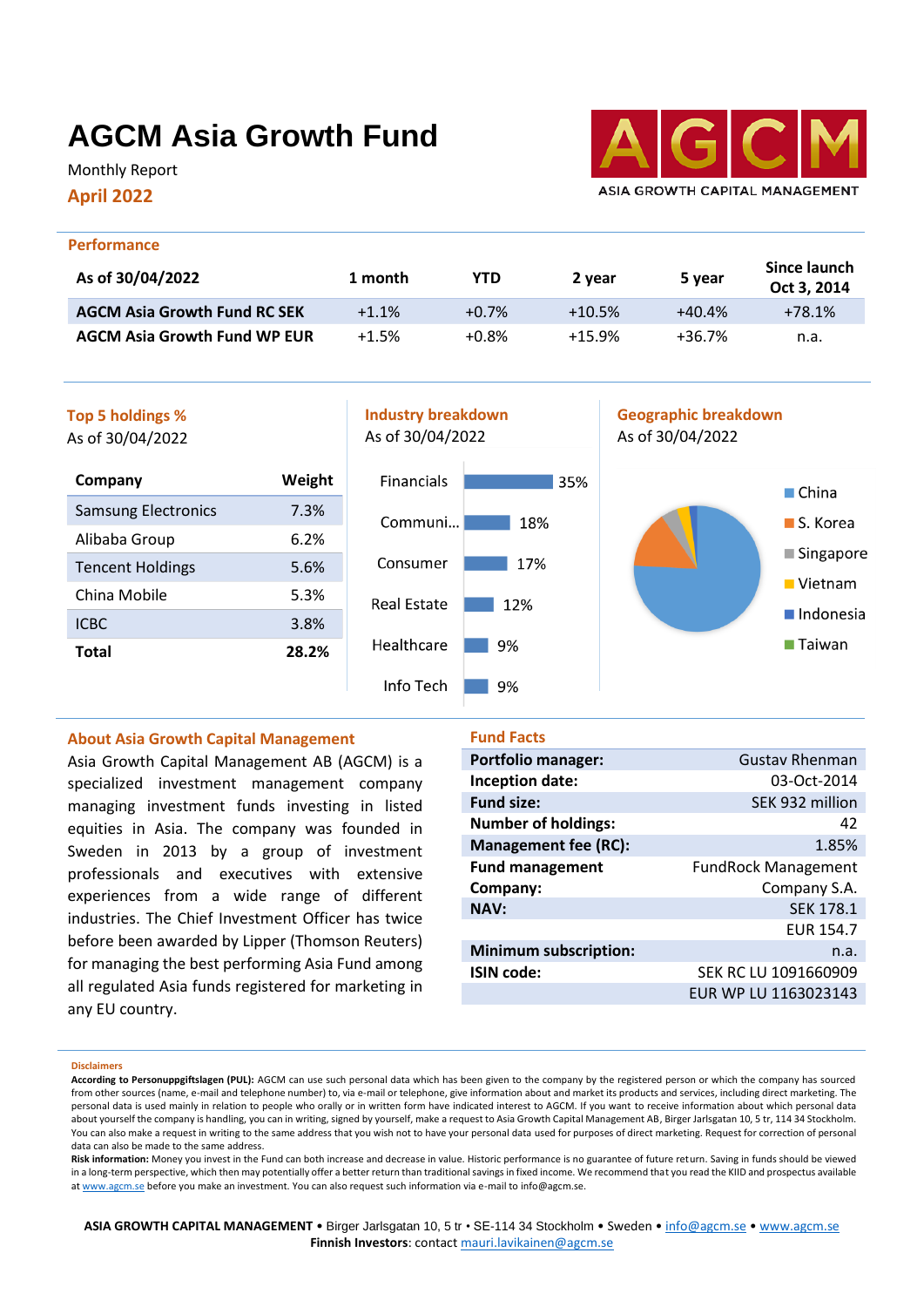# AGCM Asia Growth Fund

Monthly Report

**April 2022**

AGCM
ASIA GROWTH CAPITAL MANAGEMENT

## Performance

| As of 30/04/2022 | 1 month | YTD | 2 year | 5 year | Since launch Oct 3, 2014 |
|---|---|---|---|---|---|
| **AGCM Asia Growth Fund RC SEK** | +1.1% | +0.7% | +10.5% | +40.4% | +78.1% |
| **AGCM Asia Growth Fund WP EUR** | +1.5% | +0.8% | +15.9% | +36.7% | n.a. |

## Top 5 holdings %

As of 30/04/2022

| Company | Weight |
|---|---|
| Samsung Electronics | 7.3% |
| Alibaba Group | 6.2% |
| Tencent Holdings | 5.6% |
| China Mobile | 5.3% |
| ICBC | 3.8% |
| **Total** | **28.2%** |

## Industry breakdown

As of 30/04/2022

Financials 35%
Communi... 18%
Consumer 17%
Real Estate 12%
Healthcare 9%
Info Tech 9%

## Geographic breakdown

As of 30/04/2022

China
S. Korea
Singapore
Vietnam
Indonesia
Taiwan

## About Asia Growth Capital Management

Asia Growth Capital Management AB (AGCM) is a specialized investment management company managing investment funds investing in listed equities in Asia. The company was founded in Sweden in 2013 by a group of investment professionals and executives with extensive experiences from a wide range of different industries. The Chief Investment Officer has twice before been awarded by Lipper (Thomson Reuters) for managing the best performing Asia Fund among all regulated Asia funds registered for marketing in any EU country.

## Fund Facts

| | |
|---|---|
| **Portfolio manager:** | Gustav Rhenman |
| **Inception date:** | 03-Oct-2014 |
| **Fund size:** | SEK 932 million |
| **Number of holdings:** | 42 |
| **Management fee (RC):** | 1.85% |
| **Fund management Company:** | FundRock Management Company S.A. |
| **NAV:** | SEK 178.1 |
| | EUR 154.7 |
| **Minimum subscription:** | n.a. |
| **ISIN code:** | SEK RC LU 1091660909 |
| | EUR WP LU 1163023143 |

#### Disclaimers

**According to Personuppgiftslagen (PUL):** AGCM can use such personal data which has been given to the company by the registered person or which the company has sourced from other sources (name, e-mail and telephone number) to, via e-mail or telephone, give information about and market its products and services, including direct marketing. The personal data is used mainly in relation to people who orally or in written form have indicated interest to AGCM. If you want to receive information about which personal data about yourself the company is handling, you can in writing, signed by yourself, make a request to Asia Growth Capital Management AB, Birger Jarlsgatan 10, 5 tr, 114 34 Stockholm. You can also make a request in writing to the same address that you wish not to have your personal data used for purposes of direct marketing. Request for correction of personal data can also be made to the same address.

**Risk information:** Money you invest in the Fund can both increase and decrease in value. Historic performance is no guarantee of future return. Saving in funds should be viewed in a long-term perspective, which then may potentially offer a better return than traditional savings in fixed income. We recommend that you read the KIID and prospectus available at www.agcm.se before you make an investment. You can also request such information via e-mail to info@agcm.se.

**ASIA GROWTH CAPITAL MANAGEMENT** • Birger Jarlsgatan 10, 5 tr • SE-114 34 Stockholm • Sweden • info@agcm.se • www.agcm.se
**Finnish Investors**: contact mauri.lavikainen@agcm.se